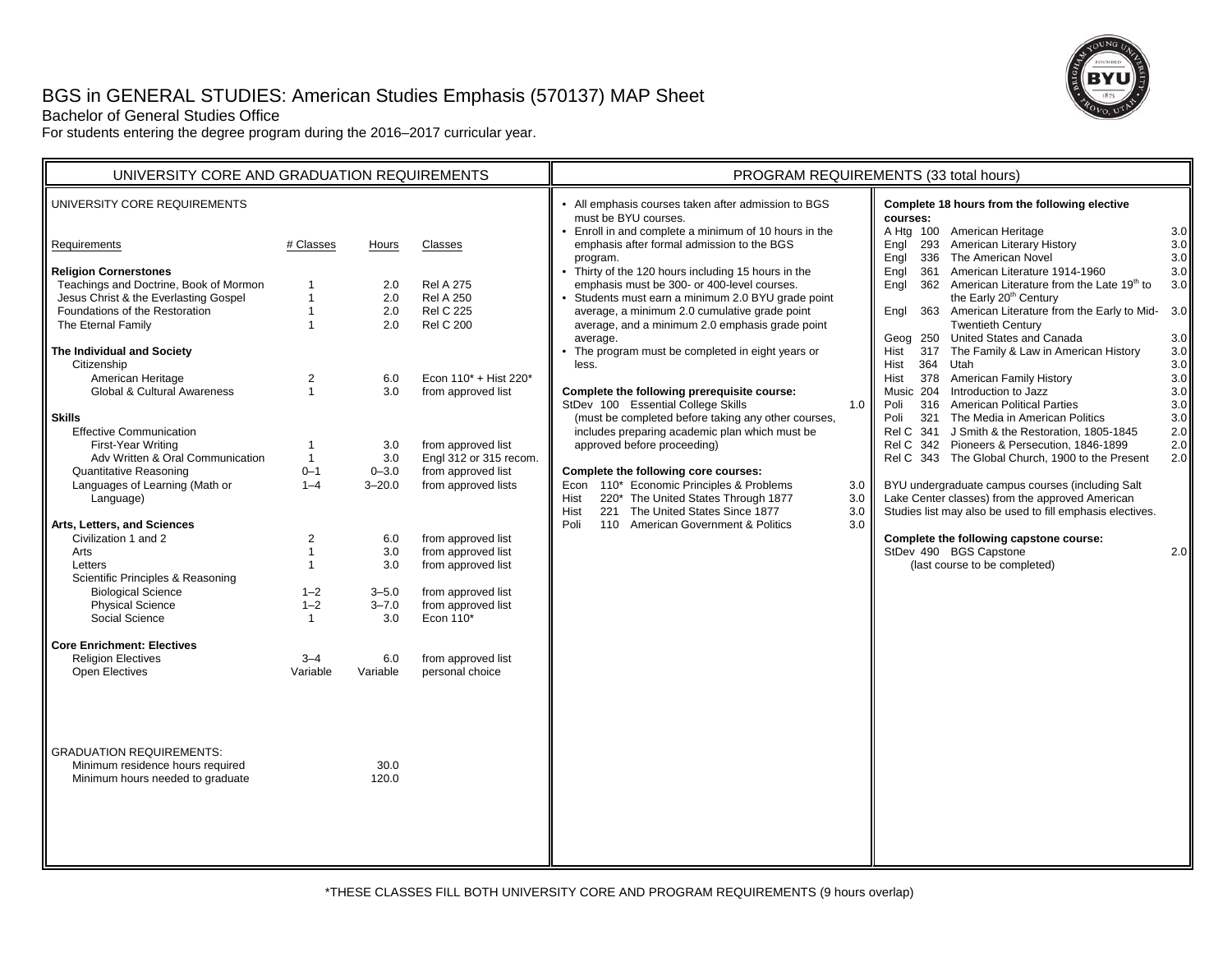# BGS in GENERAL STUDIES: American Studies Emphasis (570137) MAP Sheet

Bachelor of General Studies Office

For students entering the degree program during the 2016–2017 curricular year.

## UNIVERSITY CORE AND GRADUATION REQUIREMENTS

UNIVERSITY CORE REQUIREMENTS

| Requirements | # Classes | Hours | Classes |
|---|---|---|---|
| **Religion Cornerstones** | | | |
| Teachings and Doctrine, Book of Mormon | 1 | 2.0 | Rel A 275 |
| Jesus Christ & the Everlasting Gospel | 1 | 2.0 | Rel A 250 |
| Foundations of the Restoration | 1 | 2.0 | Rel C 225 |
| The Eternal Family | 1 | 2.0 | Rel C 200 |
| **The Individual and Society** | | | |
| Citizenship | | | |
| American Heritage | 2 | 6.0 | Econ 110* + Hist 220* |
| Global & Cultural Awareness | 1 | 3.0 | from approved list |
| **Skills** | | | |
| Effective Communication | | | |
| First-Year Writing | 1 | 3.0 | from approved list |
| Adv Written & Oral Communication | 1 | 3.0 | Engl 312 or 315 recom. |
| Quantitative Reasoning | 0–1 | 0–3.0 | from approved list |
| Languages of Learning (Math or Language) | 1–4 | 3–20.0 | from approved lists |
| **Arts, Letters, and Sciences** | | | |
| Civilization 1 and 2 | 2 | 6.0 | from approved list |
| Arts | 1 | 3.0 | from approved list |
| Letters | 1 | 3.0 | from approved list |
| Scientific Principles & Reasoning | | | |
| Biological Science | 1–2 | 3–5.0 | from approved list |
| Physical Science | 1–2 | 3–7.0 | from approved list |
| Social Science | 1 | 3.0 | Econ 110* |
| **Core Enrichment: Electives** | | | |
| Religion Electives | 3–4 | 6.0 | from approved list |
| Open Electives | Variable | Variable | personal choice |

GRADUATION REQUIREMENTS:

| | |
|---|---|
| Minimum residence hours required | 30.0 |
| Minimum hours needed to graduate | 120.0 |

## PROGRAM REQUIREMENTS (33 total hours)

- All emphasis courses taken after admission to BGS must be BYU courses.
- Enroll in and complete a minimum of 10 hours in the emphasis after formal admission to the BGS program.
- Thirty of the 120 hours including 15 hours in the emphasis must be 300- or 400-level courses.
- Students must earn a minimum 2.0 BYU grade point average, a minimum 2.0 cumulative grade point average, and a minimum 2.0 emphasis grade point average.
- The program must be completed in eight years or less.

**Complete the following prerequisite course:**

| Course | Title | Hours |
|---|---|---|
| StDev 100 | Essential College Skills (must be completed before taking any other courses, includes preparing academic plan which must be approved before proceeding) | 1.0 |

**Complete the following core courses:**

| Course | Title | Hours |
|---|---|---|
| Econ 110* | Economic Principles & Problems | 3.0 |
| Hist 220* | The United States Through 1877 | 3.0 |
| Hist 221 | The United States Since 1877 | 3.0 |
| Poli 110 | American Government & Politics | 3.0 |

**Complete 18 hours from the following elective courses:**

| Course | Title | Hours |
|---|---|---|
| A Htg 100 | American Heritage | 3.0 |
| Engl 293 | American Literary History | 3.0 |
| Engl 336 | The American Novel | 3.0 |
| Engl 361 | American Literature 1914-1960 | 3.0 |
| Engl 362 | American Literature from the Late 19th to the Early 20th Century | 3.0 |
| Engl 363 | American Literature from the Early to Mid-Twentieth Century | 3.0 |
| Geog 250 | United States and Canada | 3.0 |
| Hist 317 | The Family & Law in American History | 3.0 |
| Hist 364 | Utah | 3.0 |
| Hist 378 | American Family History | 3.0 |
| Music 204 | Introduction to Jazz | 3.0 |
| Poli 316 | American Political Parties | 3.0 |
| Poli 321 | The Media in American Politics | 3.0 |
| Rel C 341 | J Smith & the Restoration, 1805-1845 | 2.0 |
| Rel C 342 | Pioneers & Persecution, 1846-1899 | 2.0 |
| Rel C 343 | The Global Church, 1900 to the Present | 2.0 |

BYU undergraduate campus courses (including Salt Lake Center classes) from the approved American Studies list may also be used to fill emphasis electives.

**Complete the following capstone course:**

| Course | Title | Hours |
|---|---|---|
| StDev 490 | BGS Capstone (last course to be completed) | 2.0 |

*THESE CLASSES FILL BOTH UNIVERSITY CORE AND PROGRAM REQUIREMENTS (9 hours overlap)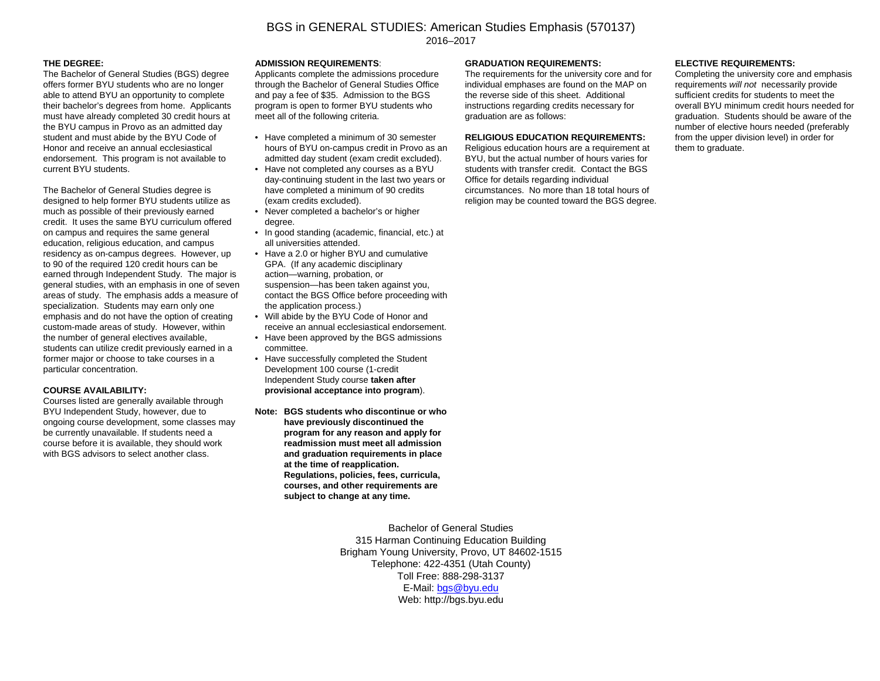# BGS in GENERAL STUDIES: American Studies Emphasis (570137)

2016–2017

**THE DEGREE:**

The Bachelor of General Studies (BGS) degree offers former BYU students who are no longer able to attend BYU an opportunity to complete their bachelor's degrees from home. Applicants must have already completed 30 credit hours at the BYU campus in Provo as an admitted day student and must abide by the BYU Code of Honor and receive an annual ecclesiastical endorsement. This program is not available to current BYU students.

The Bachelor of General Studies degree is designed to help former BYU students utilize as much as possible of their previously earned credit. It uses the same BYU curriculum offered on campus and requires the same general education, religious education, and campus residency as on-campus degrees. However, up to 90 of the required 120 credit hours can be earned through Independent Study. The major is general studies, with an emphasis in one of seven areas of study. The emphasis adds a measure of specialization. Students may earn only one emphasis and do not have the option of creating custom-made areas of study. However, within the number of general electives available, students can utilize credit previously earned in a former major or choose to take courses in a particular concentration.

**COURSE AVAILABILITY:**

Courses listed are generally available through BYU Independent Study, however, due to ongoing course development, some classes may be currently unavailable. If students need a course before it is available, they should work with BGS advisors to select another class.

**ADMISSION REQUIREMENTS**:

Applicants complete the admissions procedure through the Bachelor of General Studies Office and pay a fee of $35. Admission to the BGS program is open to former BYU students who meet all of the following criteria.

- Have completed a minimum of 30 semester hours of BYU on-campus credit in Provo as an admitted day student (exam credit excluded).
- Have not completed any courses as a BYU day-continuing student in the last two years or have completed a minimum of 90 credits (exam credits excluded).
- Never completed a bachelor's or higher degree.
- In good standing (academic, financial, etc.) at all universities attended.
- Have a 2.0 or higher BYU and cumulative GPA. (If any academic disciplinary action—warning, probation, or suspension—has been taken against you, contact the BGS Office before proceeding with the application process.)
- Will abide by the BYU Code of Honor and receive an annual ecclesiastical endorsement.
- Have been approved by the BGS admissions committee.
- Have successfully completed the Student Development 100 course (1-credit Independent Study course **taken after provisional acceptance into program**).

**Note: BGS students who discontinue or who have previously discontinued the program for any reason and apply for readmission must meet all admission and graduation requirements in place at the time of reapplication. Regulations, policies, fees, curricula, courses, and other requirements are subject to change at any time.**

**GRADUATION REQUIREMENTS:**

The requirements for the university core and for individual emphases are found on the MAP on the reverse side of this sheet. Additional instructions regarding credits necessary for graduation are as follows:

**RELIGIOUS EDUCATION REQUIREMENTS:**

Religious education hours are a requirement at BYU, but the actual number of hours varies for students with transfer credit. Contact the BGS Office for details regarding individual circumstances. No more than 18 total hours of religion may be counted toward the BGS degree.

**ELECTIVE REQUIREMENTS:**

Completing the university core and emphasis requirements *will not* necessarily provide sufficient credits for students to meet the overall BYU minimum credit hours needed for graduation. Students should be aware of the number of elective hours needed (preferably from the upper division level) in order for them to graduate.

Bachelor of General Studies
315 Harman Continuing Education Building
Brigham Young University, Provo, UT 84602-1515
Telephone: 422-4351 (Utah County)
Toll Free: 888-298-3137
E-Mail: bgs@byu.edu
Web: http://bgs.byu.edu